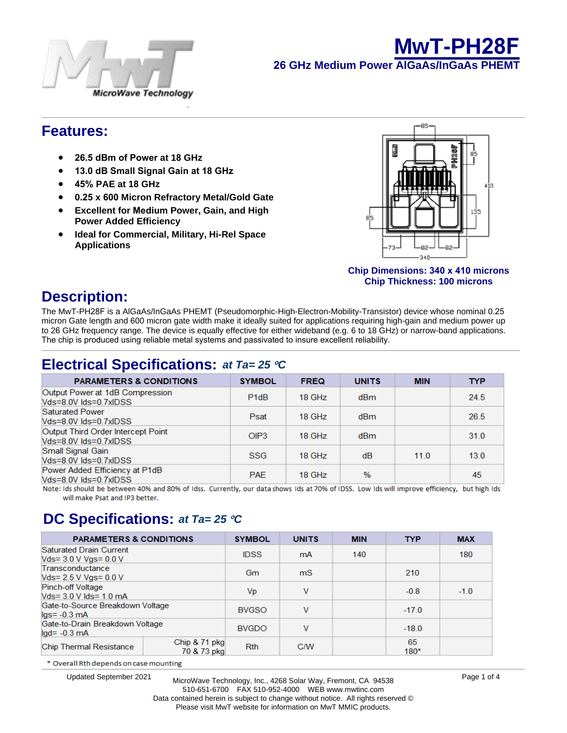# MwT-PH28F

## 26 GHz Medium Power AlGaAs/InGaAs PHEMT

## Features:

- **26.5 dBm of Power at 18 GHz**
- **13.0 dB Small Signal Gain at 18 GHz**
- **45% PAE at 18 GHz**
- **0.25 x 600 Micron Refractory Metal/Gold Gate**
- **Excellent for Medium Power, Gain, and High Power Added Efficiency**
- **Ideal for Commercial, Military, Hi-Rel Space Applications**

**Chip Dimensions: 340 x 410 microns**
**Chip Thickness: 100 microns**

## Description:

The MwT-PH28F is a AlGaAs/InGaAs PHEMT (Pseudomorphic-High-Electron-Mobility-Transistor) device whose nominal 0.25 micron Gate length and 600 micron gate width make it ideally suited for applications requiring high-gain and medium power up to 26 GHz frequency range. The device is equally effective for either wideband (e.g. 6 to 18 GHz) or narrow-band applications. The chip is produced using reliable metal systems and passivated to insure excellent reliability.

## Electrical Specifications: *at Ta= 25 °C*

| PARAMETERS & CONDITIONS | SYMBOL | FREQ | UNITS | MIN | TYP |
|---|---|---|---|---|---|
| Output Power at 1dB Compression Vds=8.0V Ids=0.7xIDSS | P1dB | 18 GHz | dBm | | 24.5 |
| Saturated Power Vds=8.0V Ids=0.7xIDSS | Psat | 18 GHz | dBm | | 26.5 |
| Output Third Order Intercept Point Vds=8.0V Ids=0.7xIDSS | OIP3 | 18 GHz | dBm | | 31.0 |
| Small Signal Gain Vds=8.0V Ids=0.7xIDSS | SSG | 18 GHz | dB | 11.0 | 13.0 |
| Power Added Efficiency at P1dB Vds=8.0V Ids=0.7xIDSS | PAE | 18 GHz | % | | 45 |

Note: Ids should be between 40% and 80% of Idss. Currently, our data shows Ids at 70% of IDSS. Low Ids will improve efficiency, but high Ids will make Psat and IP3 better.

## DC Specifications: *at Ta= 25 °C*

| PARAMETERS & CONDITIONS | | SYMBOL | UNITS | MIN | TYP | MAX |
|---|---|---|---|---|---|---|
| Saturated Drain Current Vds= 3.0 V Vgs= 0.0 V | | IDSS | mA | 140 | | 180 |
| Transconductance Vds= 2.5 V Vgs= 0.0 V | | Gm | mS | | 210 | |
| Pinch-off Voltage Vds= 3.0 V Ids= 1.0 mA | | Vp | V | | -0.8 | -1.0 |
| Gate-to-Source Breakdown Voltage Igs= -0.3 mA | | BVGSO | V | | -17.0 | |
| Gate-to-Drain Breakdown Voltage Igd= -0.3 mA | | BVGDO | V | | -18.0 | |
| Chip Thermal Resistance | Chip & 71 pkg<br>70 & 73 pkg | Rth | C/W | | 65<br>180* | |

\* Overall Rth depends on case mounting

Updated September 2021

MicroWave Technology, Inc., 4268 Solar Way, Fremont, CA 94538
510-651-6700 FAX 510-952-4000 WEB www.mwtinc.com
Data contained herein is subject to change without notice. All rights reserved ©
Please visit MwT website for information on MwT MMIC products.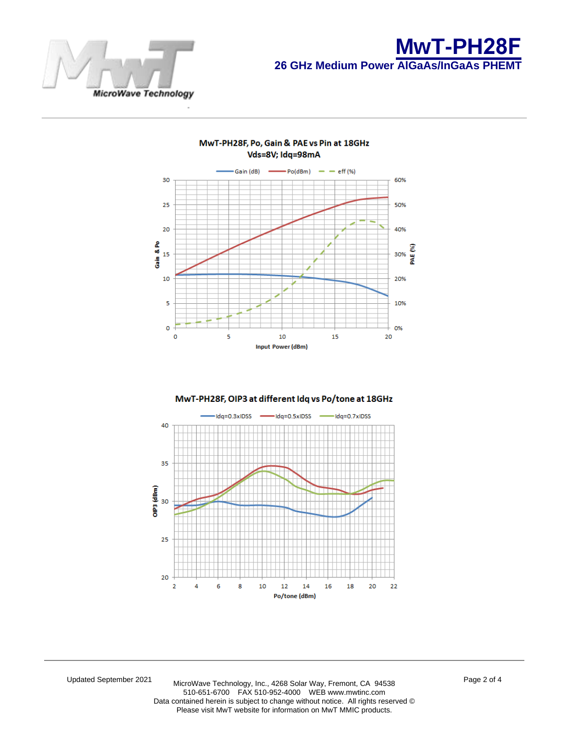# MwT-PH28F

## 26 GHz Medium Power AlGaAs/InGaAs PHEMT

**MwT-PH28F, Po, Gain & PAE vs Pin at 18GHz**
**Vds=8V; Idq=98mA**

Legend: Gain (dB), Po(dBm), eff (%)

Y-axis (left): Gain & Po (0–30); Y-axis (right): PAE (%) (0%–60%); X-axis: Input Power (dBm) (0–20)

**MwT-PH28F, OIP3 at different Idq vs Po/tone at 18GHz**

Legend: Idq=0.3xIDSS, Idq=0.5xIDSS, Idq=0.7xIDSS

Y-axis: OIP3 (dBm) (20–40); X-axis: Po/tone (dBm) (2–22)

Updated September 2021

MicroWave Technology, Inc., 4268 Solar Way, Fremont, CA 94538
510-651-6700 FAX 510-952-4000 WEB www.mwtinc.com
Data contained herein is subject to change without notice. All rights reserved ©
Please visit MwT website for information on MwT MMIC products.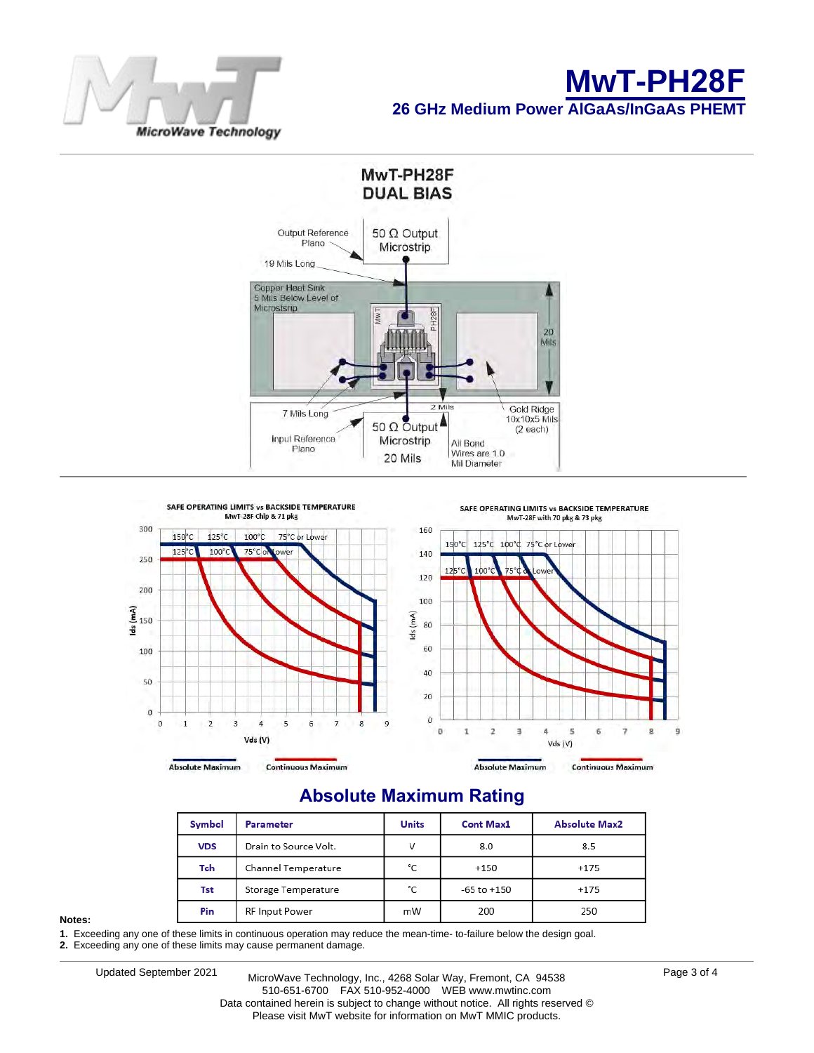# MwT-PH28F

## 26 GHz Medium Power AlGaAs/InGaAs PHEMT

MwT-PH28F
DUAL BIAS

Output Reference Plano

50 Ω Output Microstrip

19 Mils Long

Copper Heat Sink 5 Mils Below Level of Microstrip

20 Mils

7 Mils Long

2 Mils

Gold Ridge 10x10x5 Mils (2 each)

Input Reference Plano

50 Ω Output Microstrip

20 Mils

All Bond Wires are 1.0 Mil Diameter

SAFE OPERATING LIMITS vs BACKSIDE TEMPERATURE
MwT-28F Chip & 71 pkg

SAFE OPERATING LIMITS vs BACKSIDE TEMPERATURE
MwT-28F with 70 pkg & 73 pkg

Absolute Maximum — Continuous Maximum

## Absolute Maximum Rating

| Symbol | Parameter | Units | Cont Max1 | Absolute Max2 |
|---|---|---|---|---|
| VDS | Drain to Source Volt. | V | 8.0 | 8.5 |
| Tch | Channel Temperature | °C | +150 | +175 |
| Tst | Storage Temperature | °C | -65 to +150 | +175 |
| Pin | RF Input Power | mW | 200 | 250 |

**Notes:**

1. Exceeding any one of these limits in continuous operation may reduce the mean-time- to-failure below the design goal.
2. Exceeding any one of these limits may cause permanent damage.

Updated September 2021

MicroWave Technology, Inc., 4268 Solar Way, Fremont, CA 94538
510-651-6700 FAX 510-952-4000 WEB www.mwtinc.com
Data contained herein is subject to change without notice. All rights reserved ©
Please visit MwT website for information on MwT MMIC products.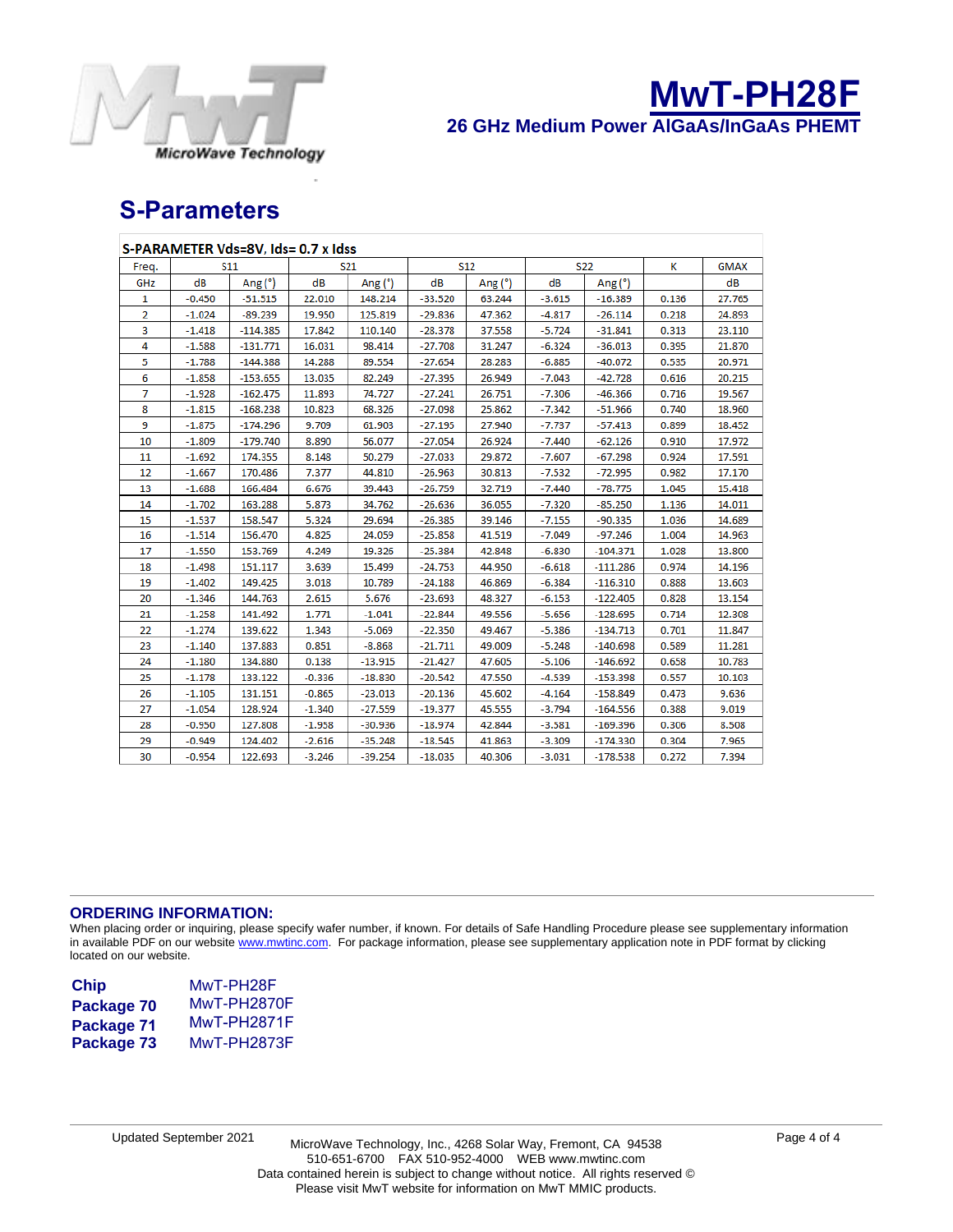# MwT-PH28F

### 26 GHz Medium Power AlGaAs/InGaAs PHEMT

## S-Parameters

**S-PARAMETER Vds=8V, Ids= 0.7 x Idss**

| Freq. | S11 | | S21 | | S12 | | S22 | | K | GMAX |
|---|---|---|---|---|---|---|---|---|---|---|
| GHz | dB | Ang (°) | dB | Ang (°) | dB | Ang (°) | dB | Ang (°) | | dB |
| 1 | -0.450 | -51.515 | 22.010 | 148.214 | -33.520 | 63.244 | -3.615 | -16.389 | 0.136 | 27.765 |
| 2 | -1.024 | -89.239 | 19.950 | 125.819 | -29.836 | 47.362 | -4.817 | -26.114 | 0.218 | 24.893 |
| 3 | -1.418 | -114.385 | 17.842 | 110.140 | -28.378 | 37.558 | -5.724 | -31.841 | 0.313 | 23.110 |
| 4 | -1.588 | -131.771 | 16.031 | 98.414 | -27.708 | 31.247 | -6.324 | -36.013 | 0.395 | 21.870 |
| 5 | -1.788 | -144.388 | 14.288 | 89.554 | -27.654 | 28.283 | -6.885 | -40.072 | 0.535 | 20.971 |
| 6 | -1.858 | -153.655 | 13.035 | 82.249 | -27.395 | 26.949 | -7.043 | -42.728 | 0.616 | 20.215 |
| 7 | -1.928 | -162.475 | 11.893 | 74.727 | -27.241 | 26.751 | -7.306 | -46.366 | 0.716 | 19.567 |
| 8 | -1.815 | -168.238 | 10.823 | 68.326 | -27.098 | 25.862 | -7.342 | -51.966 | 0.740 | 18.960 |
| 9 | -1.875 | -174.296 | 9.709 | 61.903 | -27.195 | 27.940 | -7.737 | -57.413 | 0.899 | 18.452 |
| 10 | -1.809 | -179.740 | 8.890 | 56.077 | -27.054 | 26.924 | -7.440 | -62.126 | 0.910 | 17.972 |
| 11 | -1.692 | 174.355 | 8.148 | 50.279 | -27.033 | 29.872 | -7.607 | -67.298 | 0.924 | 17.591 |
| 12 | -1.667 | 170.486 | 7.377 | 44.810 | -26.963 | 30.813 | -7.532 | -72.995 | 0.982 | 17.170 |
| 13 | -1.688 | 166.484 | 6.676 | 39.443 | -26.759 | 32.719 | -7.440 | -78.775 | 1.045 | 15.418 |
| 14 | -1.702 | 163.288 | 5.873 | 34.762 | -26.636 | 36.055 | -7.320 | -85.250 | 1.136 | 14.011 |
| 15 | -1.537 | 158.547 | 5.324 | 29.694 | -26.385 | 39.146 | -7.155 | -90.335 | 1.036 | 14.689 |
| 16 | -1.514 | 156.470 | 4.825 | 24.059 | -25.858 | 41.519 | -7.049 | -97.246 | 1.004 | 14.963 |
| 17 | -1.550 | 153.769 | 4.249 | 19.326 | -25.384 | 42.848 | -6.830 | -104.371 | 1.028 | 13.800 |
| 18 | -1.498 | 151.117 | 3.639 | 15.499 | -24.753 | 44.950 | -6.618 | -111.286 | 0.974 | 14.196 |
| 19 | -1.402 | 149.425 | 3.018 | 10.789 | -24.188 | 46.869 | -6.384 | -116.310 | 0.888 | 13.603 |
| 20 | -1.346 | 144.763 | 2.615 | 5.676 | -23.693 | 48.327 | -6.153 | -122.405 | 0.828 | 13.154 |
| 21 | -1.258 | 141.492 | 1.771 | -1.041 | -22.844 | 49.556 | -5.656 | -128.695 | 0.714 | 12.308 |
| 22 | -1.274 | 139.622 | 1.343 | -5.069 | -22.350 | 49.467 | -5.386 | -134.713 | 0.701 | 11.847 |
| 23 | -1.140 | 137.883 | 0.851 | -8.868 | -21.711 | 49.009 | -5.248 | -140.698 | 0.589 | 11.281 |
| 24 | -1.180 | 134.880 | 0.138 | -13.915 | -21.427 | 47.605 | -5.106 | -146.692 | 0.658 | 10.783 |
| 25 | -1.178 | 133.122 | -0.336 | -18.830 | -20.542 | 47.550 | -4.539 | -153.398 | 0.557 | 10.103 |
| 26 | -1.105 | 131.151 | -0.865 | -23.013 | -20.136 | 45.602 | -4.164 | -158.849 | 0.473 | 9.636 |
| 27 | -1.054 | 128.924 | -1.340 | -27.559 | -19.377 | 45.555 | -3.794 | -164.556 | 0.388 | 9.019 |
| 28 | -0.950 | 127.808 | -1.958 | -30.936 | -18.974 | 42.844 | -3.581 | -169.396 | 0.306 | 8.508 |
| 29 | -0.949 | 124.402 | -2.616 | -35.248 | -18.545 | 41.863 | -3.309 | -174.330 | 0.304 | 7.965 |
| 30 | -0.954 | 122.693 | -3.246 | -39.254 | -18.035 | 40.306 | -3.031 | -178.538 | 0.272 | 7.394 |

### ORDERING INFORMATION:

When placing order or inquiring, please specify wafer number, if known. For details of Safe Handling Procedure please see supplementary information in available PDF on our website www.mwtinc.com. For package information, please see supplementary application note in PDF format by clicking located on our website.

| | |
|---|---|
| **Chip** | MwT-PH28F |
| **Package 70** | MwT-PH2870F |
| **Package 71** | MwT-PH2871F |
| **Package 73** | MwT-PH2873F |

Updated September 2021

MicroWave Technology, Inc., 4268 Solar Way, Fremont, CA 94538
510-651-6700 FAX 510-952-4000 WEB www.mwtinc.com
Data contained herein is subject to change without notice. All rights reserved ©
Please visit MwT website for information on MwT MMIC products.